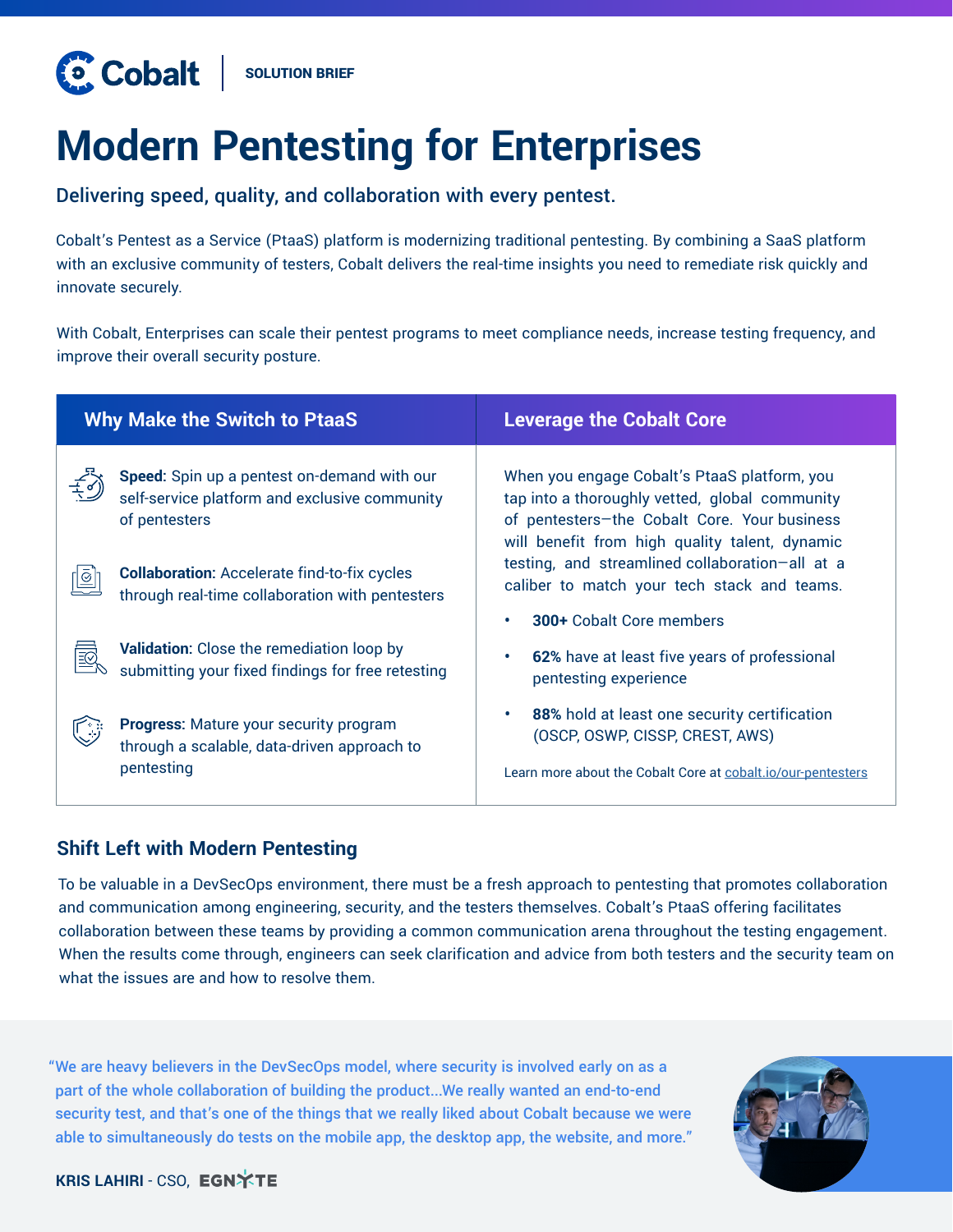Cobalt | SOLUTION BRIEF

# Modern Pentesting for Enterprises

### Delivering speed, quality, and collaboration with every pentest.

Cobalt's Pentest as a Service (PtaaS) platform is modernizing traditional pentesting. By combining a SaaS platform with an exclusive community of testers, Cobalt delivers the real-time insights you need to remediate risk quickly and innovate securely.

With Cobalt, Enterprises can scale their pentest programs to meet compliance needs, increase testing frequency, and improve their overall security posture.

## Why Make the Switch to PtaaS

**Speed:** Spin up a pentest on-demand with our self-service platform and exclusive community of pentesters

**Collaboration:** Accelerate find-to-fix cycles through real-time collaboration with pentesters

**Validation:** Close the remediation loop by submitting your fixed findings for free retesting

**Progress:** Mature your security program through a scalable, data-driven approach to pentesting

## Leverage the Cobalt Core

When you engage Cobalt's PtaaS platform, you tap into a thoroughly vetted, global community of pentesters—the Cobalt Core. Your business will benefit from high quality talent, dynamic testing, and streamlined collaboration—all at a caliber to match your tech stack and teams.

- **300+** Cobalt Core members
- **62%** have at least five years of professional pentesting experience
- **88%** hold at least one security certification (OSCP, OSWP, CISSP, CREST, AWS)

Learn more about the Cobalt Core at cobalt.io/our-pentesters

## Shift Left with Modern Pentesting

To be valuable in a DevSecOps environment, there must be a fresh approach to pentesting that promotes collaboration and communication among engineering, security, and the testers themselves. Cobalt's PtaaS offering facilitates collaboration between these teams by providing a common communication arena throughout the testing engagement. When the results come through, engineers can seek clarification and advice from both testers and the security team on what the issues are and how to resolve them.

> "We are heavy believers in the DevSecOps model, where security is involved early on as a part of the whole collaboration of building the product...We really wanted an end-to-end security test, and that's one of the things that we really liked about Cobalt because we were able to simultaneously do tests on the mobile app, the desktop app, the website, and more."

**KRIS LAHIRI** - CSO, EGNYTE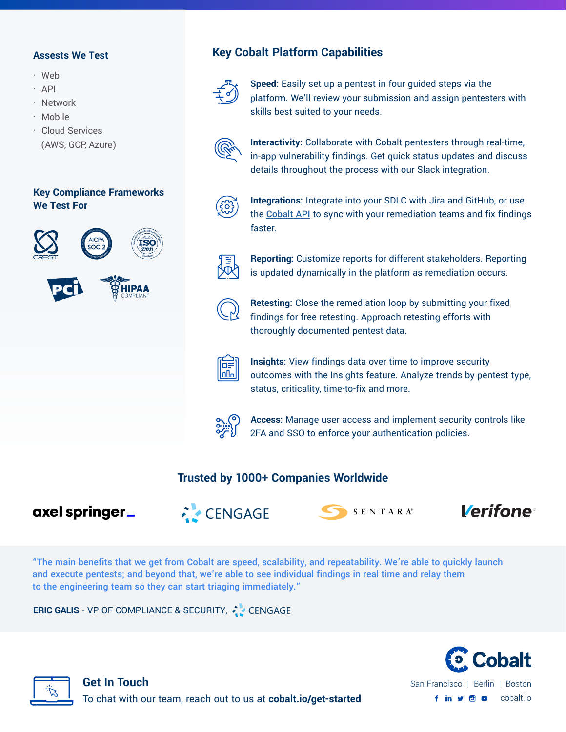## Assests We Test

- Web
- API
- Network
- Mobile
- Cloud Services (AWS, GCP, Azure)

## Key Compliance Frameworks We Test For

CREST  
AICPA SOC 2  
ISO 27001  
PCI  
HIPAA COMPLIANT

## Key Cobalt Platform Capabilities

**Speed:** Easily set up a pentest in four guided steps via the platform. We'll review your submission and assign pentesters with skills best suited to your needs.

**Interactivity:** Collaborate with Cobalt pentesters through real-time, in-app vulnerability findings. Get quick status updates and discuss details throughout the process with our Slack integration.

**Integrations:** Integrate into your SDLC with Jira and GitHub, or use the Cobalt API to sync with your remediation teams and fix findings faster.

**Reporting:** Customize reports for different stakeholders. Reporting is updated dynamically in the platform as remediation occurs.

**Retesting:** Close the remediation loop by submitting your fixed findings for free retesting. Approach retesting efforts with thoroughly documented pentest data.

**Insights:** View findings data over time to improve security outcomes with the Insights feature. Analyze trends by pentest type, status, criticality, time-to-fix and more.

**Access:** Manage user access and implement security controls like 2FA and SSO to enforce your authentication policies.

## Trusted by 1000+ Companies Worldwide

axel springer | CENGAGE | SENTARA | Verifone

"The main benefits that we get from Cobalt are speed, scalability, and repeatability. We're able to quickly launch and execute pentests; and beyond that, we're able to see individual findings in real time and relay them to the engineering team so they can start triaging immediately."

**ERIC GALIS** - VP OF COMPLIANCE & SECURITY, CENGAGE

## Get In Touch

To chat with our team, reach out to us at **cobalt.io/get-started**

Cobalt

San Francisco | Berlin | Boston

cobalt.io